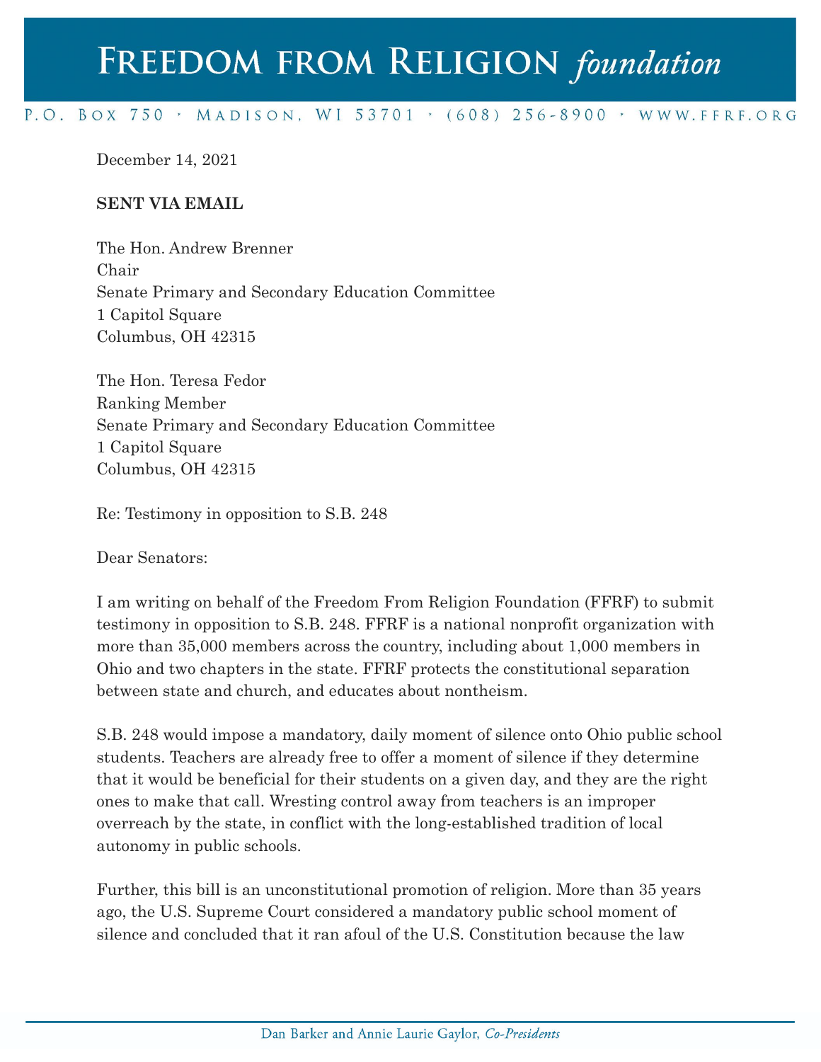# Freedom from Religion *foundation*

P.O. Box 750 • Madison, WI 53701 • (608) 256-8900 • www.ffrf.org

December 14, 2021

**SENT VIA EMAIL**

The Hon. Andrew Brenner
Chair
Senate Primary and Secondary Education Committee
1 Capitol Square
Columbus, OH 42315

The Hon. Teresa Fedor
Ranking Member
Senate Primary and Secondary Education Committee
1 Capitol Square
Columbus, OH 42315

Re: Testimony in opposition to S.B. 248

Dear Senators:

I am writing on behalf of the Freedom From Religion Foundation (FFRF) to submit testimony in opposition to S.B. 248. FFRF is a national nonprofit organization with more than 35,000 members across the country, including about 1,000 members in Ohio and two chapters in the state. FFRF protects the constitutional separation between state and church, and educates about nontheism.

S.B. 248 would impose a mandatory, daily moment of silence onto Ohio public school students. Teachers are already free to offer a moment of silence if they determine that it would be beneficial for their students on a given day, and they are the right ones to make that call. Wresting control away from teachers is an improper overreach by the state, in conflict with the long-established tradition of local autonomy in public schools.

Further, this bill is an unconstitutional promotion of religion. More than 35 years ago, the U.S. Supreme Court considered a mandatory public school moment of silence and concluded that it ran afoul of the U.S. Constitution because the law

Dan Barker and Annie Laurie Gaylor, *Co-Presidents*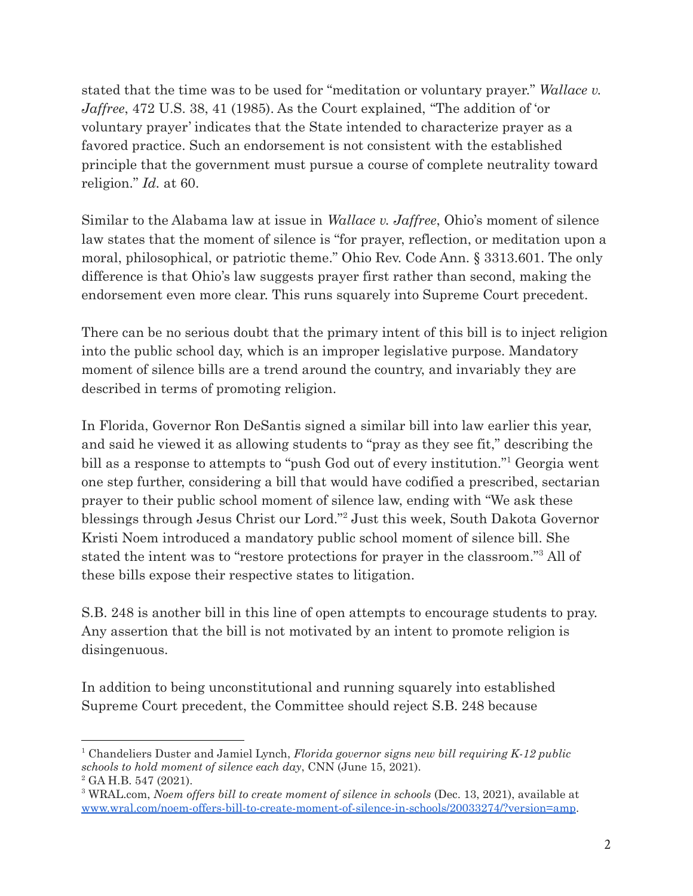stated that the time was to be used for "meditation or voluntary prayer." *Wallace v. Jaffree*, 472 U.S. 38, 41 (1985). As the Court explained, "The addition of 'or voluntary prayer' indicates that the State intended to characterize prayer as a favored practice. Such an endorsement is not consistent with the established principle that the government must pursue a course of complete neutrality toward religion." *Id.* at 60.

Similar to the Alabama law at issue in *Wallace v. Jaffree*, Ohio's moment of silence law states that the moment of silence is "for prayer, reflection, or meditation upon a moral, philosophical, or patriotic theme." Ohio Rev. Code Ann. § 3313.601. The only difference is that Ohio's law suggests prayer first rather than second, making the endorsement even more clear. This runs squarely into Supreme Court precedent.

There can be no serious doubt that the primary intent of this bill is to inject religion into the public school day, which is an improper legislative purpose. Mandatory moment of silence bills are a trend around the country, and invariably they are described in terms of promoting religion.

In Florida, Governor Ron DeSantis signed a similar bill into law earlier this year, and said he viewed it as allowing students to "pray as they see fit," describing the bill as a response to attempts to "push God out of every institution."[1] Georgia went one step further, considering a bill that would have codified a prescribed, sectarian prayer to their public school moment of silence law, ending with "We ask these blessings through Jesus Christ our Lord."[2] Just this week, South Dakota Governor Kristi Noem introduced a mandatory public school moment of silence bill. She stated the intent was to "restore protections for prayer in the classroom."[3] All of these bills expose their respective states to litigation.

S.B. 248 is another bill in this line of open attempts to encourage students to pray. Any assertion that the bill is not motivated by an intent to promote religion is disingenuous.

In addition to being unconstitutional and running squarely into established Supreme Court precedent, the Committee should reject S.B. 248 because

---

[1] Chandeliers Duster and Jamiel Lynch, *Florida governor signs new bill requiring K-12 public schools to hold moment of silence each day*, CNN (June 15, 2021).

[2] GA H.B. 547 (2021).

[3] WRAL.com, *Noem offers bill to create moment of silence in schools* (Dec. 13, 2021), available at [www.wral.com/noem-offers-bill-to-create-moment-of-silence-in-schools/20033274/?version=amp](www.wral.com/noem-offers-bill-to-create-moment-of-silence-in-schools/20033274/?version=amp).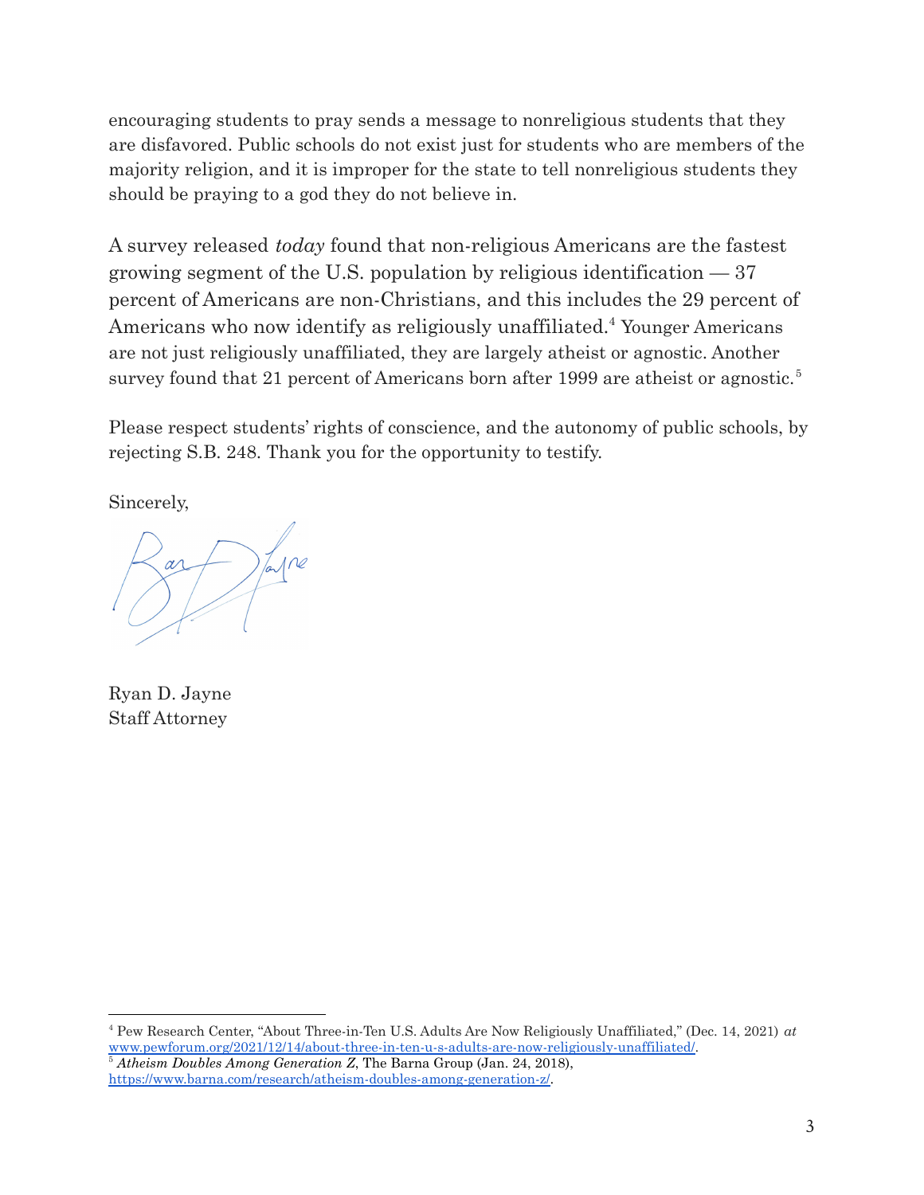encouraging students to pray sends a message to nonreligious students that they are disfavored. Public schools do not exist just for students who are members of the majority religion, and it is improper for the state to tell nonreligious students they should be praying to a god they do not believe in.

A survey released *today* found that non-religious Americans are the fastest growing segment of the U.S. population by religious identification — 37 percent of Americans are non-Christians, and this includes the 29 percent of Americans who now identify as religiously unaffiliated.[4] Younger Americans are not just religiously unaffiliated, they are largely atheist or agnostic. Another survey found that 21 percent of Americans born after 1999 are atheist or agnostic.[5]

Please respect students' rights of conscience, and the autonomy of public schools, by rejecting S.B. 248. Thank you for the opportunity to testify.

Sincerely,

Ryan D. Jayne
Staff Attorney

---

[4] Pew Research Center, "About Three-in-Ten U.S. Adults Are Now Religiously Unaffiliated," (Dec. 14, 2021) *at* www.pewforum.org/2021/12/14/about-three-in-ten-u-s-adults-are-now-religiously-unaffiliated/.

[5] *Atheism Doubles Among Generation Z*, The Barna Group (Jan. 24, 2018), https://www.barna.com/research/atheism-doubles-among-generation-z/.